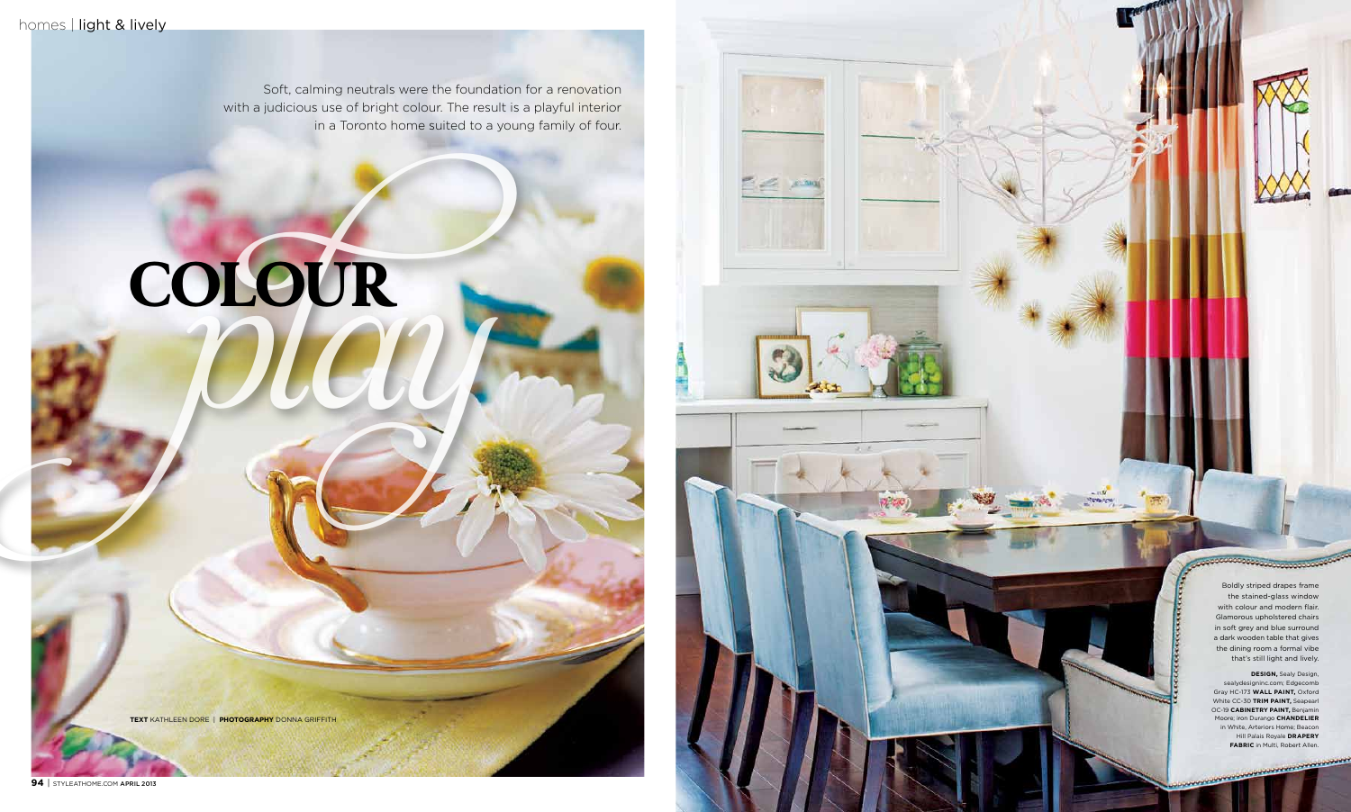# COLOUR *play*

Soft, calming neutrals were the foundation for a renovation with a judicious use of bright colour. The result is a playful interior in a Toronto home suited to a young family of four.

**TEXT** KATHLEEN DORE | **PHOTOGRAPHY** DONNA GRIFFITH

Boldly striped drapes frame the stained-glass window with colour and modern flair. Glamorous upholstered chairs in soft grey and blue surround a dark wooden table that gives the dining room a formal vibe that's still light and lively.

**DESIGN,** Sealy Design, sealydesigninc.com; Edgecomb Gray HC-173 **WALL PAINT,** Oxford White CC-30 **TRIM PAINT,** Seapearl OC-19 **CABINETRY PAINT,** Benjamin Moore; Iron Durango **CHANDELIER** in White, Arteriors Home; Beacon Hill Palais Royale **DRAPERY FABRIC** in Multi, Robert Allen.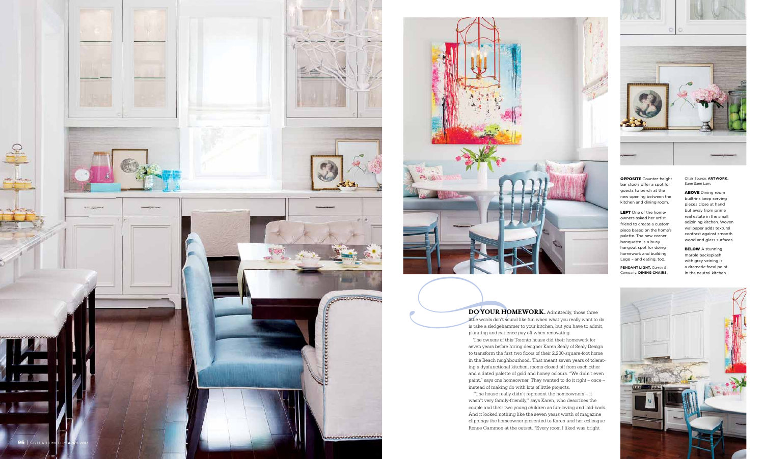**OPPOSITE** Counter-height bar stools offer a spot for guests to perch at the new opening between the kitchen and dining room.

**LEFT** One of the homeowners asked her artist friend to create a custom piece based on the home's palette. The new corner banquette is a busy hangout spot for doing homework and building Lego – and eating, too.

**PENDANT LIGHT,** Currey & Company; **DINING CHAIRS,** Chair Source; **ARTWORK,** Sann Sann Lam.

**ABOVE** Dining room built-ins keep serving pieces close at hand but away from prime real estate in the small adjoining kitchen. Woven wallpaper adds textural contrast against smooth wood and glass surfaces.

**BELOW** A stunning marble backsplash with grey veining is a dramatic focal point in the neutral kitchen.

**DO YOUR HOMEWORK.** Admittedly, those three little words don't sound like fun when what you really want to do is take a sledgehammer to your kitchen, but you have to admit, planning and patience pay off when renovating.

The owners of this Toronto house did their homework for seven years before hiring designer Karen Sealy of Sealy Design to transform the first two floors of their 2,200-square-foot home in the Beach neighbourhood. That meant seven years of tolerating a dysfunctional kitchen, rooms closed off from each other and a dated palette of gold and honey colours. "We didn't even paint," says one homeowner. They wanted to do it right – once – instead of making do with lots of little projects.

"The house really didn't represent the homeowners – it wasn't very family-friendly," says Karen, who describes the couple and their two young children as fun-loving and laid-back. And it looked nothing like the seven years worth of magazine clippings the homeowner presented to Karen and her colleague Renee Gammon at the outset. "Every room I liked was bright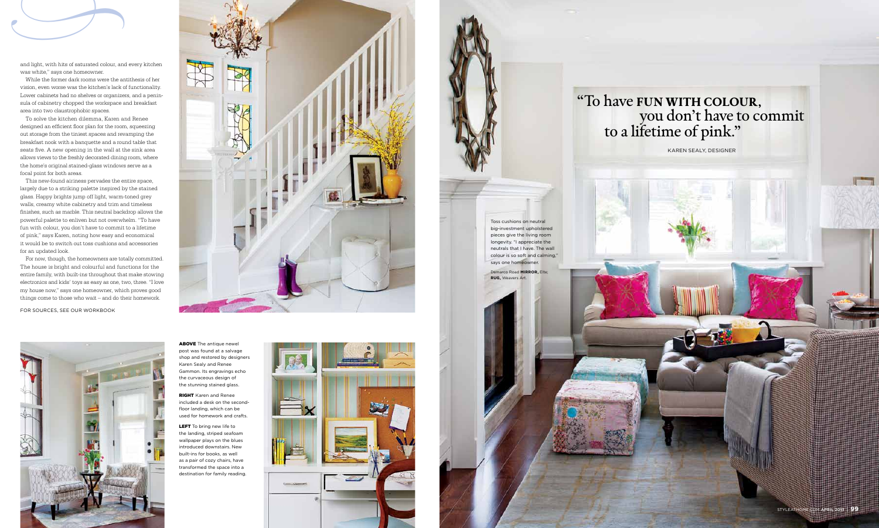and light, with hits of saturated colour, and every kitchen was white," says one homeowner.

While the former dark rooms were the antithesis of her vision, even worse was the kitchen's lack of functionality. Lower cabinets had no shelves or organizers, and a peninsula of cabinetry chopped the workspace and breakfast area into two claustrophobic spaces.

To solve the kitchen dilemma, Karen and Renee designed an efficient floor plan for the room, squeezing out storage from the tiniest spaces and revamping the breakfast nook with a banquette and a round table that seats five. A new opening in the wall at the sink area allows views to the freshly decorated dining room, where the home's original stained-glass windows serve as a focal point for both areas.

This new-found airiness pervades the entire space, largely due to a striking palette inspired by the stained glass. Happy brights jump off light, warm-toned grey walls, creamy white cabinetry and trim and timeless finishes, such as marble. This neutral backdrop allows the powerful palette to enliven but not overwhelm. "To have fun with colour, you don't have to commit to a lifetime of pink," says Karen, noting how easy and economical it would be to switch out toss cushions and accessories for an updated look.

For now, though, the homeowners are totally committed. The house is bright and colourful and functions for the entire family, with built-ins throughout that make stowing electronics and kids' toys as easy as one, two, three. "I love my house now," says one homeowner, which proves good things come to those who wait – and do their homework.

FOR SOURCES, SEE OUR WORKBOOK

**ABOVE** The antique newel post was found at a salvage shop and restored by designers Karen Sealy and Renee Gammon. Its engravings echo the curvaceous design of the stunning stained glass.

**RIGHT** Karen and Renee included a desk on the second-floor landing, which can be used for homework and crafts.

**LEFT** To bring new life to the landing, striped seafoam wallpaper plays on the blues introduced downstairs. New built-ins for books, as well as a pair of cozy chairs, have transformed the space into a destination for family reading.

## "To have **FUN WITH COLOUR**, you don't have to commit to a lifetime of pink."

KAREN SEALY, DESIGNER

Toss cushions on neutral big-investment upholstered pieces give the living room longevity. "I appreciate the neutrals that I have. The wall colour is so soft and calming," says one homeowner.

Demarco Road **MIRROR,** Elte; **RUG,** Weavers Art.